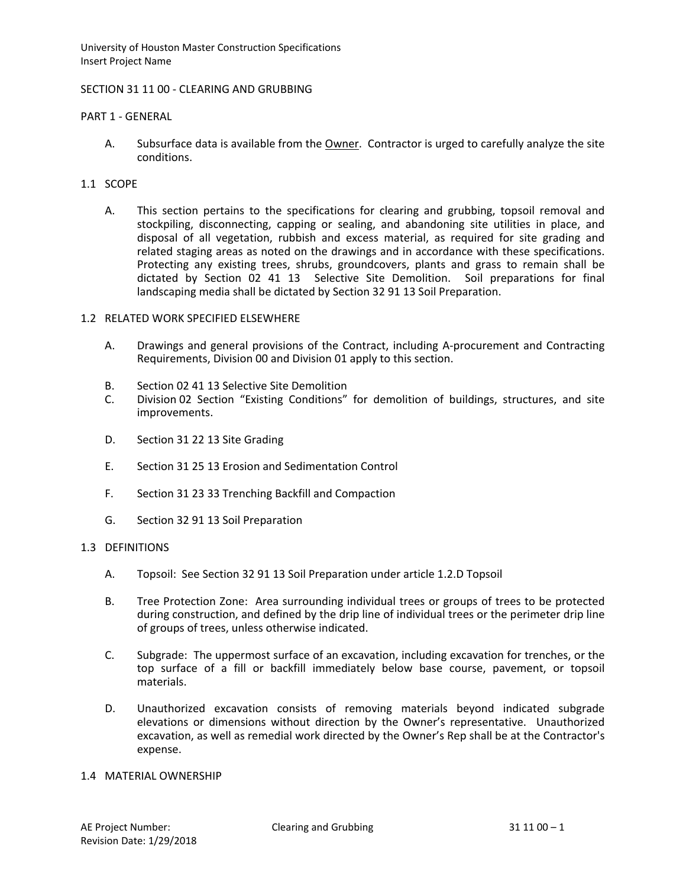University of Houston Master Construction Specifications
Insert Project Name

# SECTION 31 11 00 - CLEARING AND GRUBBING

## PART 1 - GENERAL

A. Subsurface data is available from the Owner. Contractor is urged to carefully analyze the site conditions.

### 1.1 SCOPE

A. This section pertains to the specifications for clearing and grubbing, topsoil removal and stockpiling, disconnecting, capping or sealing, and abandoning site utilities in place, and disposal of all vegetation, rubbish and excess material, as required for site grading and related staging areas as noted on the drawings and in accordance with these specifications. Protecting any existing trees, shrubs, groundcovers, plants and grass to remain shall be dictated by Section 02 41 13 Selective Site Demolition. Soil preparations for final landscaping media shall be dictated by Section 32 91 13 Soil Preparation.

### 1.2 RELATED WORK SPECIFIED ELSEWHERE

A. Drawings and general provisions of the Contract, including A-procurement and Contracting Requirements, Division 00 and Division 01 apply to this section.

B. Section 02 41 13 Selective Site Demolition

C. Division 02 Section "Existing Conditions" for demolition of buildings, structures, and site improvements.

D. Section 31 22 13 Site Grading

E. Section 31 25 13 Erosion and Sedimentation Control

F. Section 31 23 33 Trenching Backfill and Compaction

G. Section 32 91 13 Soil Preparation

### 1.3 DEFINITIONS

A. Topsoil: See Section 32 91 13 Soil Preparation under article 1.2.D Topsoil

B. Tree Protection Zone: Area surrounding individual trees or groups of trees to be protected during construction, and defined by the drip line of individual trees or the perimeter drip line of groups of trees, unless otherwise indicated.

C. Subgrade: The uppermost surface of an excavation, including excavation for trenches, or the top surface of a fill or backfill immediately below base course, pavement, or topsoil materials.

D. Unauthorized excavation consists of removing materials beyond indicated subgrade elevations or dimensions without direction by the Owner's representative. Unauthorized excavation, as well as remedial work directed by the Owner's Rep shall be at the Contractor's expense.

### 1.4 MATERIAL OWNERSHIP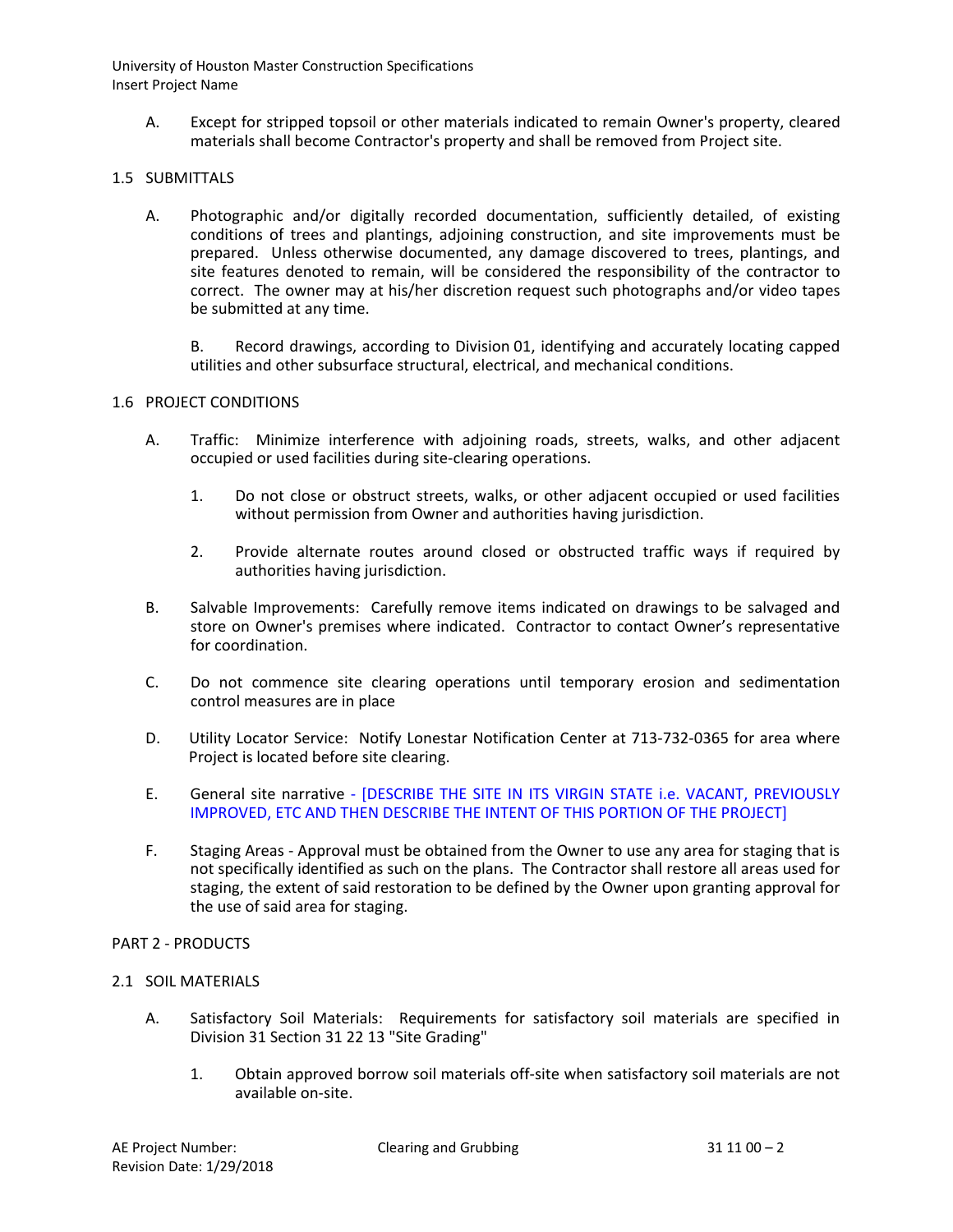A. Except for stripped topsoil or other materials indicated to remain Owner's property, cleared materials shall become Contractor's property and shall be removed from Project site.

## 1.5 SUBMITTALS

A. Photographic and/or digitally recorded documentation, sufficiently detailed, of existing conditions of trees and plantings, adjoining construction, and site improvements must be prepared. Unless otherwise documented, any damage discovered to trees, plantings, and site features denoted to remain, will be considered the responsibility of the contractor to correct. The owner may at his/her discretion request such photographs and/or video tapes be submitted at any time.

B. Record drawings, according to Division 01, identifying and accurately locating capped utilities and other subsurface structural, electrical, and mechanical conditions.

## 1.6 PROJECT CONDITIONS

A. Traffic: Minimize interference with adjoining roads, streets, walks, and other adjacent occupied or used facilities during site-clearing operations.

1. Do not close or obstruct streets, walks, or other adjacent occupied or used facilities without permission from Owner and authorities having jurisdiction.
2. Provide alternate routes around closed or obstructed traffic ways if required by authorities having jurisdiction.

B. Salvable Improvements: Carefully remove items indicated on drawings to be salvaged and store on Owner's premises where indicated. Contractor to contact Owner's representative for coordination.

C. Do not commence site clearing operations until temporary erosion and sedimentation control measures are in place

D. Utility Locator Service: Notify Lonestar Notification Center at 713-732-0365 for area where Project is located before site clearing.

E. General site narrative - [DESCRIBE THE SITE IN ITS VIRGIN STATE i.e. VACANT, PREVIOUSLY IMPROVED, ETC AND THEN DESCRIBE THE INTENT OF THIS PORTION OF THE PROJECT]

F. Staging Areas - Approval must be obtained from the Owner to use any area for staging that is not specifically identified as such on the plans. The Contractor shall restore all areas used for staging, the extent of said restoration to be defined by the Owner upon granting approval for the use of said area for staging.

# PART 2 - PRODUCTS

## 2.1 SOIL MATERIALS

A. Satisfactory Soil Materials: Requirements for satisfactory soil materials are specified in Division 31 Section 31 22 13 "Site Grading"

1. Obtain approved borrow soil materials off-site when satisfactory soil materials are not available on-site.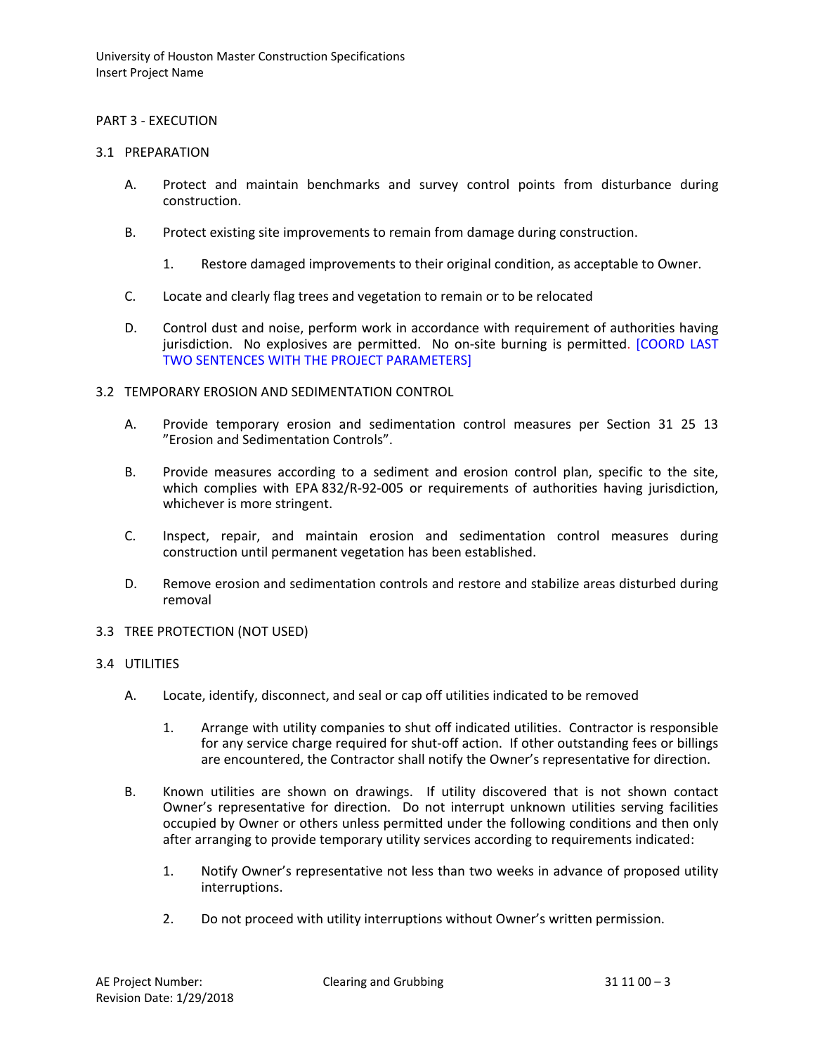## PART 3 - EXECUTION

### 3.1 PREPARATION

A. Protect and maintain benchmarks and survey control points from disturbance during construction.

B. Protect existing site improvements to remain from damage during construction.

1. Restore damaged improvements to their original condition, as acceptable to Owner.

C. Locate and clearly flag trees and vegetation to remain or to be relocated

D. Control dust and noise, perform work in accordance with requirement of authorities having jurisdiction. No explosives are permitted. No on-site burning is permitted. [COORD LAST TWO SENTENCES WITH THE PROJECT PARAMETERS]

### 3.2 TEMPORARY EROSION AND SEDIMENTATION CONTROL

A. Provide temporary erosion and sedimentation control measures per Section 31 25 13 "Erosion and Sedimentation Controls".

B. Provide measures according to a sediment and erosion control plan, specific to the site, which complies with EPA 832/R-92-005 or requirements of authorities having jurisdiction, whichever is more stringent.

C. Inspect, repair, and maintain erosion and sedimentation control measures during construction until permanent vegetation has been established.

D. Remove erosion and sedimentation controls and restore and stabilize areas disturbed during removal

### 3.3 TREE PROTECTION (NOT USED)

### 3.4 UTILITIES

A. Locate, identify, disconnect, and seal or cap off utilities indicated to be removed

1. Arrange with utility companies to shut off indicated utilities. Contractor is responsible for any service charge required for shut-off action. If other outstanding fees or billings are encountered, the Contractor shall notify the Owner's representative for direction.

B. Known utilities are shown on drawings. If utility discovered that is not shown contact Owner's representative for direction. Do not interrupt unknown utilities serving facilities occupied by Owner or others unless permitted under the following conditions and then only after arranging to provide temporary utility services according to requirements indicated:

1. Notify Owner's representative not less than two weeks in advance of proposed utility interruptions.

2. Do not proceed with utility interruptions without Owner's written permission.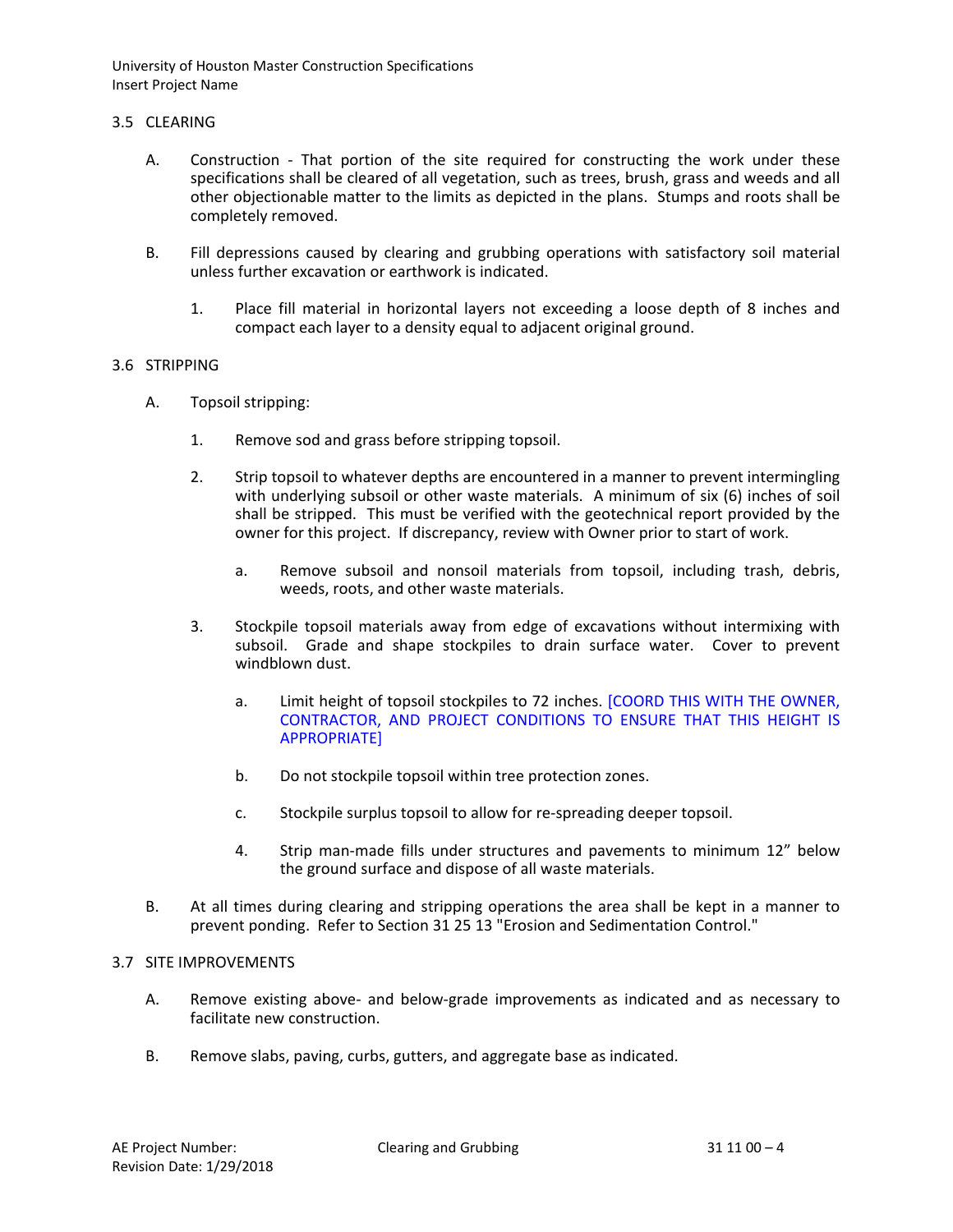## 3.5 CLEARING

A. Construction - That portion of the site required for constructing the work under these specifications shall be cleared of all vegetation, such as trees, brush, grass and weeds and all other objectionable matter to the limits as depicted in the plans. Stumps and roots shall be completely removed.

B. Fill depressions caused by clearing and grubbing operations with satisfactory soil material unless further excavation or earthwork is indicated.

   1. Place fill material in horizontal layers not exceeding a loose depth of 8 inches and compact each layer to a density equal to adjacent original ground.

## 3.6 STRIPPING

A. Topsoil stripping:

   1. Remove sod and grass before stripping topsoil.

   2. Strip topsoil to whatever depths are encountered in a manner to prevent intermingling with underlying subsoil or other waste materials. A minimum of six (6) inches of soil shall be stripped. This must be verified with the geotechnical report provided by the owner for this project. If discrepancy, review with Owner prior to start of work.

      a. Remove subsoil and nonsoil materials from topsoil, including trash, debris, weeds, roots, and other waste materials.

   3. Stockpile topsoil materials away from edge of excavations without intermixing with subsoil. Grade and shape stockpiles to drain surface water. Cover to prevent windblown dust.

      a. Limit height of topsoil stockpiles to 72 inches. [COORD THIS WITH THE OWNER, CONTRACTOR, AND PROJECT CONDITIONS TO ENSURE THAT THIS HEIGHT IS APPROPRIATE]

      b. Do not stockpile topsoil within tree protection zones.

      c. Stockpile surplus topsoil to allow for re-spreading deeper topsoil.

      4. Strip man-made fills under structures and pavements to minimum 12" below the ground surface and dispose of all waste materials.

B. At all times during clearing and stripping operations the area shall be kept in a manner to prevent ponding. Refer to Section 31 25 13 "Erosion and Sedimentation Control."

## 3.7 SITE IMPROVEMENTS

A. Remove existing above- and below-grade improvements as indicated and as necessary to facilitate new construction.

B. Remove slabs, paving, curbs, gutters, and aggregate base as indicated.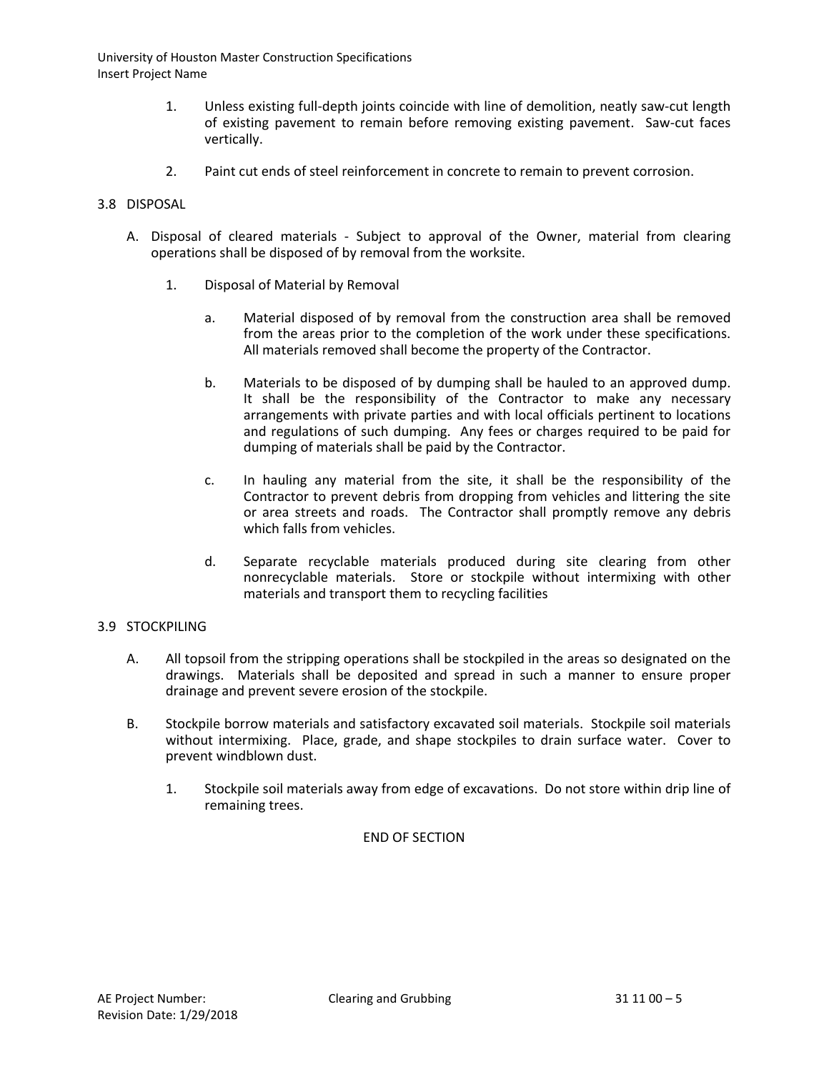1. Unless existing full-depth joints coincide with line of demolition, neatly saw-cut length of existing pavement to remain before removing existing pavement. Saw-cut faces vertically.

2. Paint cut ends of steel reinforcement in concrete to remain to prevent corrosion.

## 3.8 DISPOSAL

A. Disposal of cleared materials - Subject to approval of the Owner, material from clearing operations shall be disposed of by removal from the worksite.

   1. Disposal of Material by Removal

      a. Material disposed of by removal from the construction area shall be removed from the areas prior to the completion of the work under these specifications. All materials removed shall become the property of the Contractor.

      b. Materials to be disposed of by dumping shall be hauled to an approved dump. It shall be the responsibility of the Contractor to make any necessary arrangements with private parties and with local officials pertinent to locations and regulations of such dumping. Any fees or charges required to be paid for dumping of materials shall be paid by the Contractor.

      c. In hauling any material from the site, it shall be the responsibility of the Contractor to prevent debris from dropping from vehicles and littering the site or area streets and roads. The Contractor shall promptly remove any debris which falls from vehicles.

      d. Separate recyclable materials produced during site clearing from other nonrecyclable materials. Store or stockpile without intermixing with other materials and transport them to recycling facilities

## 3.9 STOCKPILING

A. All topsoil from the stripping operations shall be stockpiled in the areas so designated on the drawings. Materials shall be deposited and spread in such a manner to ensure proper drainage and prevent severe erosion of the stockpile.

B. Stockpile borrow materials and satisfactory excavated soil materials. Stockpile soil materials without intermixing. Place, grade, and shape stockpiles to drain surface water. Cover to prevent windblown dust.

   1. Stockpile soil materials away from edge of excavations. Do not store within drip line of remaining trees.

END OF SECTION